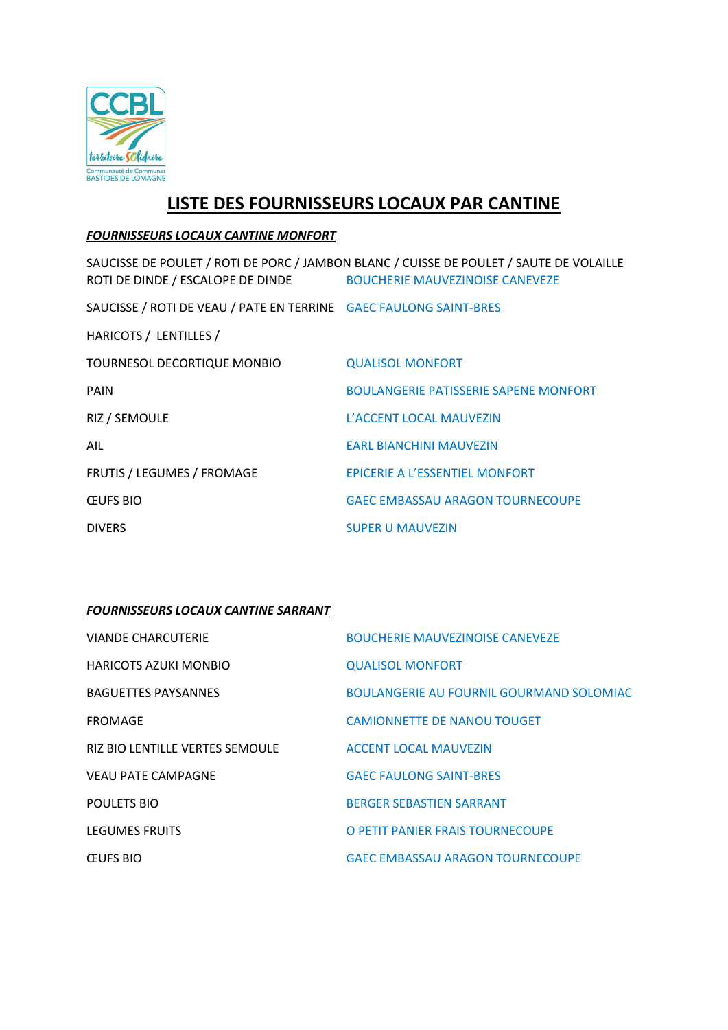CCBL

territoire SOlidaire

Communauté de Communes BASTIDES DE LOMAGNE

# LISTE DES FOURNISSEURS LOCAUX PAR CANTINE

## FOURNISSEURS LOCAUX CANTINE MONFORT

| | |
|---|---|
| SAUCISSE DE POULET / ROTI DE PORC / JAMBON BLANC / CUISSE DE POULET / SAUTE DE VOLAILLE ROTI DE DINDE / ESCALOPE DE DINDE | BOUCHERIE MAUVEZINOISE CANEVEZE |
| SAUCISSE / ROTI DE VEAU / PATE EN TERRINE | GAEC FAULONG SAINT-BRES |
| HARICOTS / LENTILLES / | |
| TOURNESOL DECORTIQUE MONBIO | QUALISOL MONFORT |
| PAIN | BOULANGERIE PATISSERIE SAPENE MONFORT |
| RIZ / SEMOULE | L'ACCENT LOCAL MAUVEZIN |
| AIL | EARL BIANCHINI MAUVEZIN |
| FRUTIS / LEGUMES / FROMAGE | EPICERIE A L'ESSENTIEL MONFORT |
| ŒUFS BIO | GAEC EMBASSAU ARAGON TOURNECOUPE |
| DIVERS | SUPER U MAUVEZIN |

## FOURNISSEURS LOCAUX CANTINE SARRANT

| | |
|---|---|
| VIANDE CHARCUTERIE | BOUCHERIE MAUVEZINOISE CANEVEZE |
| HARICOTS AZUKI MONBIO | QUALISOL MONFORT |
| BAGUETTES PAYSANNES | BOULANGERIE AU FOURNIL GOURMAND SOLOMIAC |
| FROMAGE | CAMIONNETTE DE NANOU TOUGET |
| RIZ BIO LENTILLE VERTES SEMOULE | ACCENT LOCAL MAUVEZIN |
| VEAU PATE CAMPAGNE | GAEC FAULONG SAINT-BRES |
| POULETS BIO | BERGER SEBASTIEN SARRANT |
| LEGUMES FRUITS | O PETIT PANIER FRAIS TOURNECOUPE |
| ŒUFS BIO | GAEC EMBASSAU ARAGON TOURNECOUPE |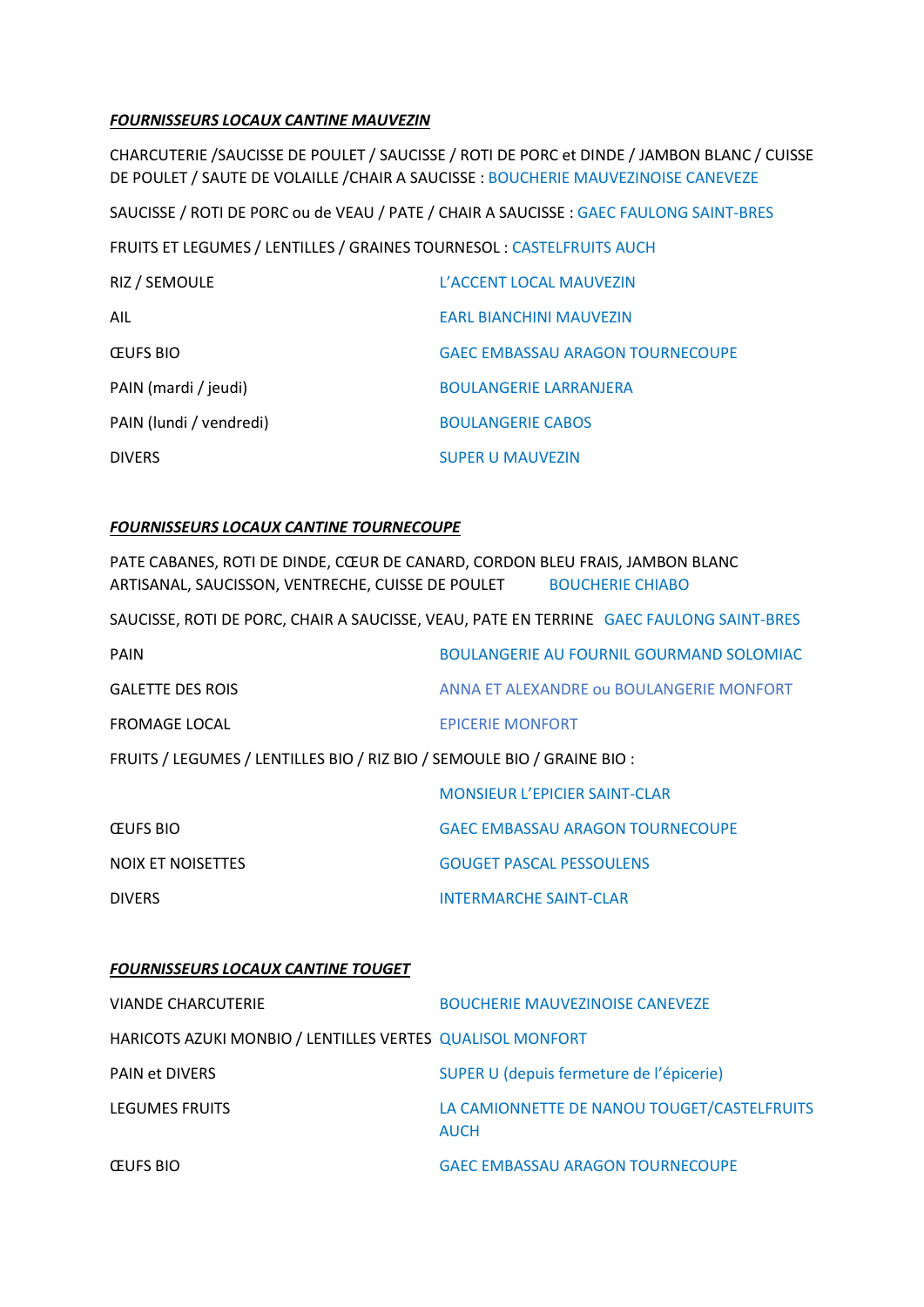***FOURNISSEURS LOCAUX CANTINE MAUVEZIN***

CHARCUTERIE /SAUCISSE DE POULET / SAUCISSE / ROTI DE PORC et DINDE / JAMBON BLANC / CUISSE DE POULET / SAUTE DE VOLAILLE /CHAIR A SAUCISSE : BOUCHERIE MAUVEZINOISE CANEVEZE

SAUCISSE / ROTI DE PORC ou de VEAU / PATE / CHAIR A SAUCISSE : GAEC FAULONG SAINT-BRES

FRUITS ET LEGUMES / LENTILLES / GRAINES TOURNESOL : CASTELFRUITS AUCH

| | |
|---|---|
| RIZ / SEMOULE | L'ACCENT LOCAL MAUVEZIN |
| AIL | EARL BIANCHINI MAUVEZIN |
| ŒUFS BIO | GAEC EMBASSAU ARAGON TOURNECOUPE |
| PAIN (mardi / jeudi) | BOULANGERIE LARRANJERA |
| PAIN (lundi / vendredi) | BOULANGERIE CABOS |
| DIVERS | SUPER U MAUVEZIN |

***FOURNISSEURS LOCAUX CANTINE TOURNECOUPE***

PATE CABANES, ROTI DE DINDE, CŒUR DE CANARD, CORDON BLEU FRAIS, JAMBON BLANC ARTISANAL, SAUCISSON, VENTRECHE, CUISSE DE POULET BOUCHERIE CHIABO

SAUCISSE, ROTI DE PORC, CHAIR A SAUCISSE, VEAU, PATE EN TERRINE GAEC FAULONG SAINT-BRES

| | |
|---|---|
| PAIN | BOULANGERIE AU FOURNIL GOURMAND SOLOMIAC |
| GALETTE DES ROIS | ANNA ET ALEXANDRE ou BOULANGERIE MONFORT |
| FROMAGE LOCAL | EPICERIE MONFORT |
| FRUITS / LEGUMES / LENTILLES BIO / RIZ BIO / SEMOULE BIO / GRAINE BIO : | MONSIEUR L'EPICIER SAINT-CLAR |
| ŒUFS BIO | GAEC EMBASSAU ARAGON TOURNECOUPE |
| NOIX ET NOISETTES | GOUGET PASCAL PESSOULENS |
| DIVERS | INTERMARCHE SAINT-CLAR |

***FOURNISSEURS LOCAUX CANTINE TOUGET***

| | |
|---|---|
| VIANDE CHARCUTERIE | BOUCHERIE MAUVEZINOISE CANEVEZE |
| HARICOTS AZUKI MONBIO / LENTILLES VERTES | QUALISOL MONFORT |
| PAIN et DIVERS | SUPER U (depuis fermeture de l'épicerie) |
| LEGUMES FRUITS | LA CAMIONNETTE DE NANOU TOUGET/CASTELFRUITS AUCH |
| ŒUFS BIO | GAEC EMBASSAU ARAGON TOURNECOUPE |